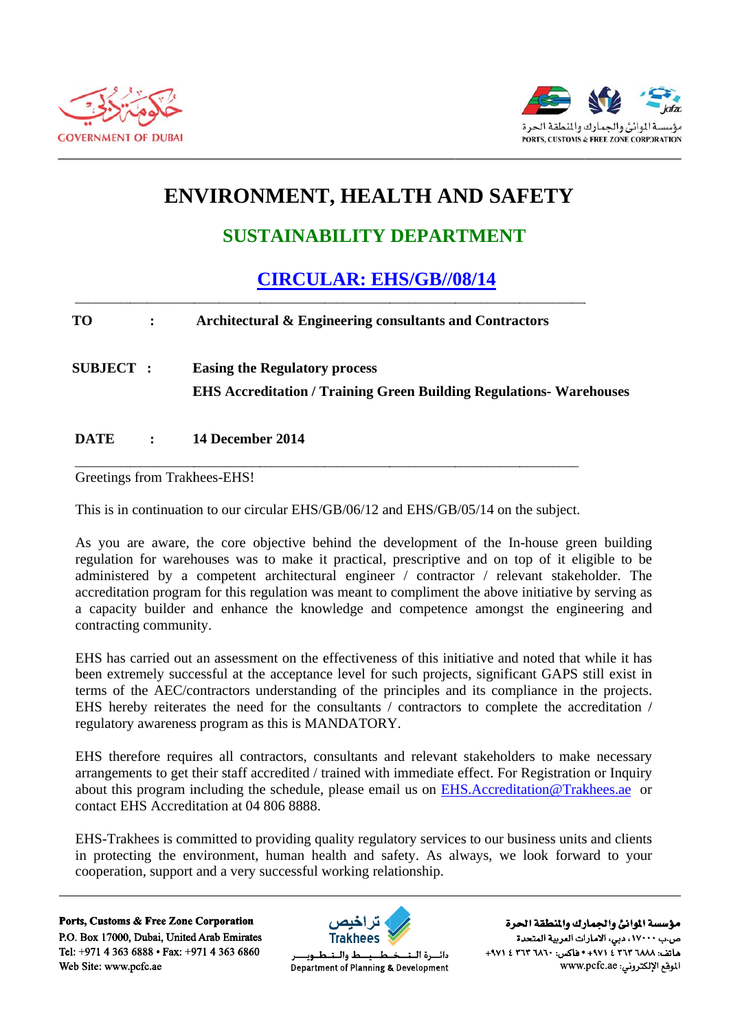GOVERNMENT OF DUBAI

مؤسسة الموانئ والجمارك والمنطقة الحرة
PORTS, CUSTOMS & FREE ZONE CORPORATION

# ENVIRONMENT, HEALTH AND SAFETY

## SUSTAINABILITY DEPARTMENT

## CIRCULAR: EHS/GB//08/14

**TO** : **Architectural & Engineering consultants and Contractors**

**SUBJECT** : **Easing the Regulatory process**
**EHS Accreditation / Training Green Building Regulations- Warehouses**

**DATE** : **14 December 2014**

Greetings from Trakhees-EHS!

This is in continuation to our circular EHS/GB/06/12 and EHS/GB/05/14 on the subject.

As you are aware, the core objective behind the development of the In-house green building regulation for warehouses was to make it practical, prescriptive and on top of it eligible to be administered by a competent architectural engineer / contractor / relevant stakeholder. The accreditation program for this regulation was meant to compliment the above initiative by serving as a capacity builder and enhance the knowledge and competence amongst the engineering and contracting community.

EHS has carried out an assessment on the effectiveness of this initiative and noted that while it has been extremely successful at the acceptance level for such projects, significant GAPS still exist in terms of the AEC/contractors understanding of the principles and its compliance in the projects. EHS hereby reiterates the need for the consultants / contractors to complete the accreditation / regulatory awareness program as this is MANDATORY.

EHS therefore requires all contractors, consultants and relevant stakeholders to make necessary arrangements to get their staff accredited / trained with immediate effect. For Registration or Inquiry about this program including the schedule, please email us on EHS.Accreditation@Trakhees.ae or contact EHS Accreditation at 04 806 8888.

EHS-Trakhees is committed to providing quality regulatory services to our business units and clients in protecting the environment, human health and safety. As always, we look forward to your cooperation, support and a very successful working relationship.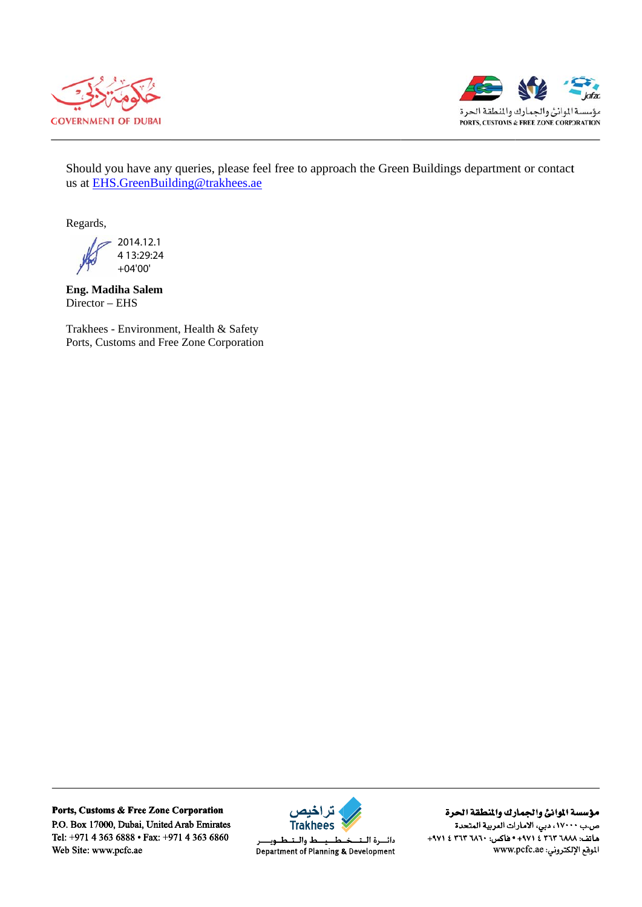Should you have any queries, please feel free to approach the Green Buildings department or contact us at EHS.GreenBuilding@trakhees.ae

Regards,

2014.12.1
4 13:29:24
+04'00'

**Eng. Madiha Salem**
Director – EHS

Trakhees - Environment, Health & Safety
Ports, Customs and Free Zone Corporation